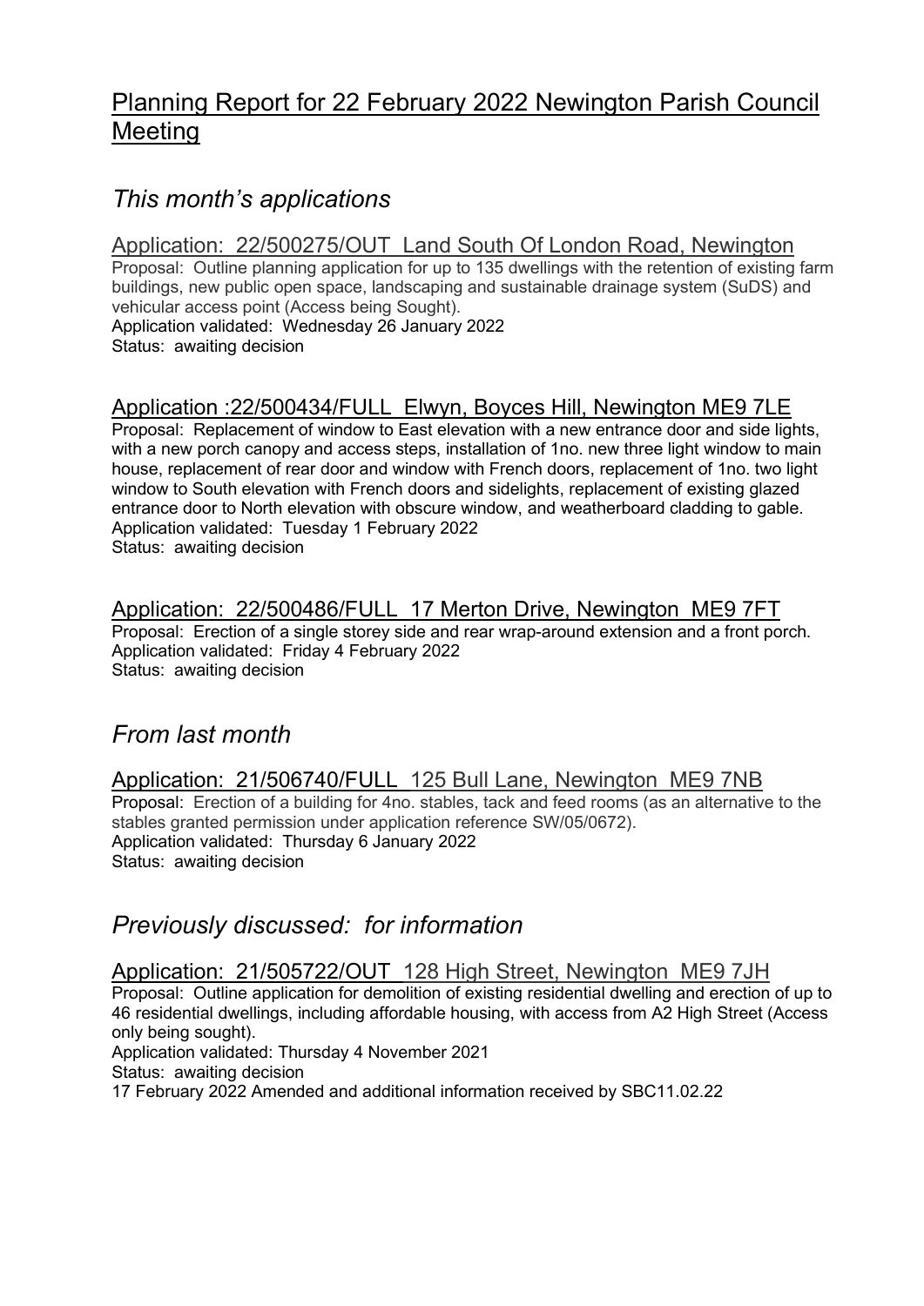# Planning Report for 22 February 2022 Newington Parish Council Meeting

## *This month's applications*

### Application: 22/500275/OUT Land South Of London Road, Newington

Proposal: Outline planning application for up to 135 dwellings with the retention of existing farm buildings, new public open space, landscaping and sustainable drainage system (SuDS) and vehicular access point (Access being Sought).
Application validated: Wednesday 26 January 2022
Status: awaiting decision

### Application :22/500434/FULL Elwyn, Boyces Hill, Newington ME9 7LE

Proposal: Replacement of window to East elevation with a new entrance door and side lights, with a new porch canopy and access steps, installation of 1no. new three light window to main house, replacement of rear door and window with French doors, replacement of 1no. two light window to South elevation with French doors and sidelights, replacement of existing glazed entrance door to North elevation with obscure window, and weatherboard cladding to gable.
Application validated: Tuesday 1 February 2022
Status: awaiting decision

### Application: 22/500486/FULL 17 Merton Drive, Newington ME9 7FT

Proposal: Erection of a single storey side and rear wrap-around extension and a front porch.
Application validated: Friday 4 February 2022
Status: awaiting decision

## *From last month*

### Application: 21/506740/FULL 125 Bull Lane, Newington ME9 7NB

Proposal: Erection of a building for 4no. stables, tack and feed rooms (as an alternative to the stables granted permission under application reference SW/05/0672).
Application validated: Thursday 6 January 2022
Status: awaiting decision

## *Previously discussed: for information*

### Application: 21/505722/OUT 128 High Street, Newington ME9 7JH

Proposal: Outline application for demolition of existing residential dwelling and erection of up to 46 residential dwellings, including affordable housing, with access from A2 High Street (Access only being sought).
Application validated: Thursday 4 November 2021
Status: awaiting decision
17 February 2022 Amended and additional information received by SBC11.02.22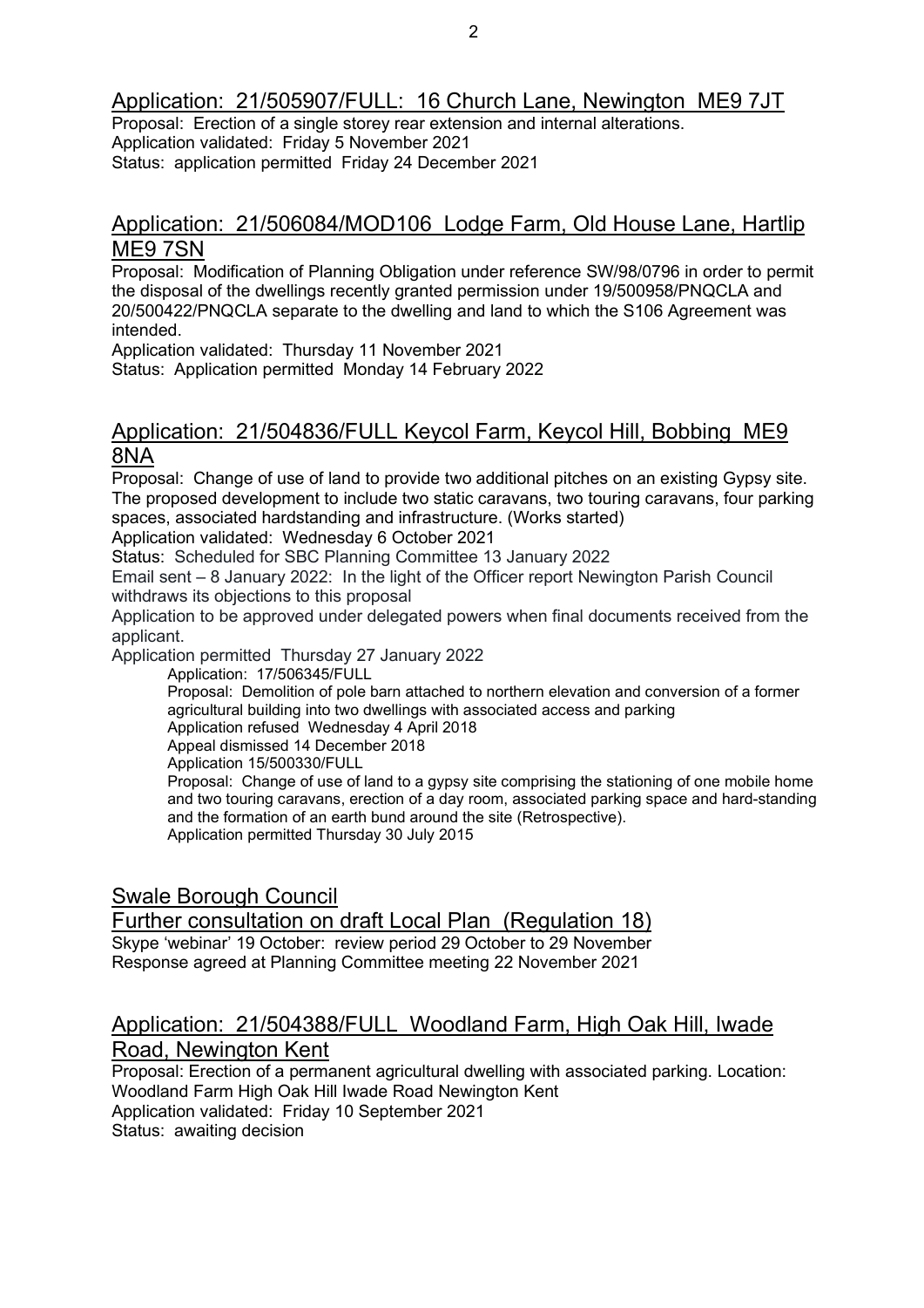## Application: 21/505907/FULL: 16 Church Lane, Newington ME9 7JT

Proposal: Erection of a single storey rear extension and internal alterations.
Application validated: Friday 5 November 2021
Status: application permitted Friday 24 December 2021

## Application: 21/506084/MOD106 Lodge Farm, Old House Lane, Hartlip ME9 7SN

Proposal: Modification of Planning Obligation under reference SW/98/0796 in order to permit the disposal of the dwellings recently granted permission under 19/500958/PNQCLA and 20/500422/PNQCLA separate to the dwelling and land to which the S106 Agreement was intended.
Application validated: Thursday 11 November 2021
Status: Application permitted Monday 14 February 2022

## Application: 21/504836/FULL Keycol Farm, Keycol Hill, Bobbing ME9 8NA

Proposal: Change of use of land to provide two additional pitches on an existing Gypsy site. The proposed development to include two static caravans, two touring caravans, four parking spaces, associated hardstanding and infrastructure. (Works started)
Application validated: Wednesday 6 October 2021
Status: Scheduled for SBC Planning Committee 13 January 2022
Email sent – 8 January 2022: In the light of the Officer report Newington Parish Council withdraws its objections to this proposal
Application to be approved under delegated powers when final documents received from the applicant.
Application permitted Thursday 27 January 2022

> Application: 17/506345/FULL
> Proposal: Demolition of pole barn attached to northern elevation and conversion of a former agricultural building into two dwellings with associated access and parking
> Application refused Wednesday 4 April 2018
> Appeal dismissed 14 December 2018
> Application 15/500330/FULL
> Proposal: Change of use of land to a gypsy site comprising the stationing of one mobile home and two touring caravans, erection of a day room, associated parking space and hard-standing and the formation of an earth bund around the site (Retrospective).
> Application permitted Thursday 30 July 2015

## Swale Borough Council
## Further consultation on draft Local Plan (Regulation 18)

Skype 'webinar' 19 October: review period 29 October to 29 November
Response agreed at Planning Committee meeting 22 November 2021

## Application: 21/504388/FULL Woodland Farm, High Oak Hill, Iwade Road, Newington Kent

Proposal: Erection of a permanent agricultural dwelling with associated parking. Location: Woodland Farm High Oak Hill Iwade Road Newington Kent
Application validated: Friday 10 September 2021
Status: awaiting decision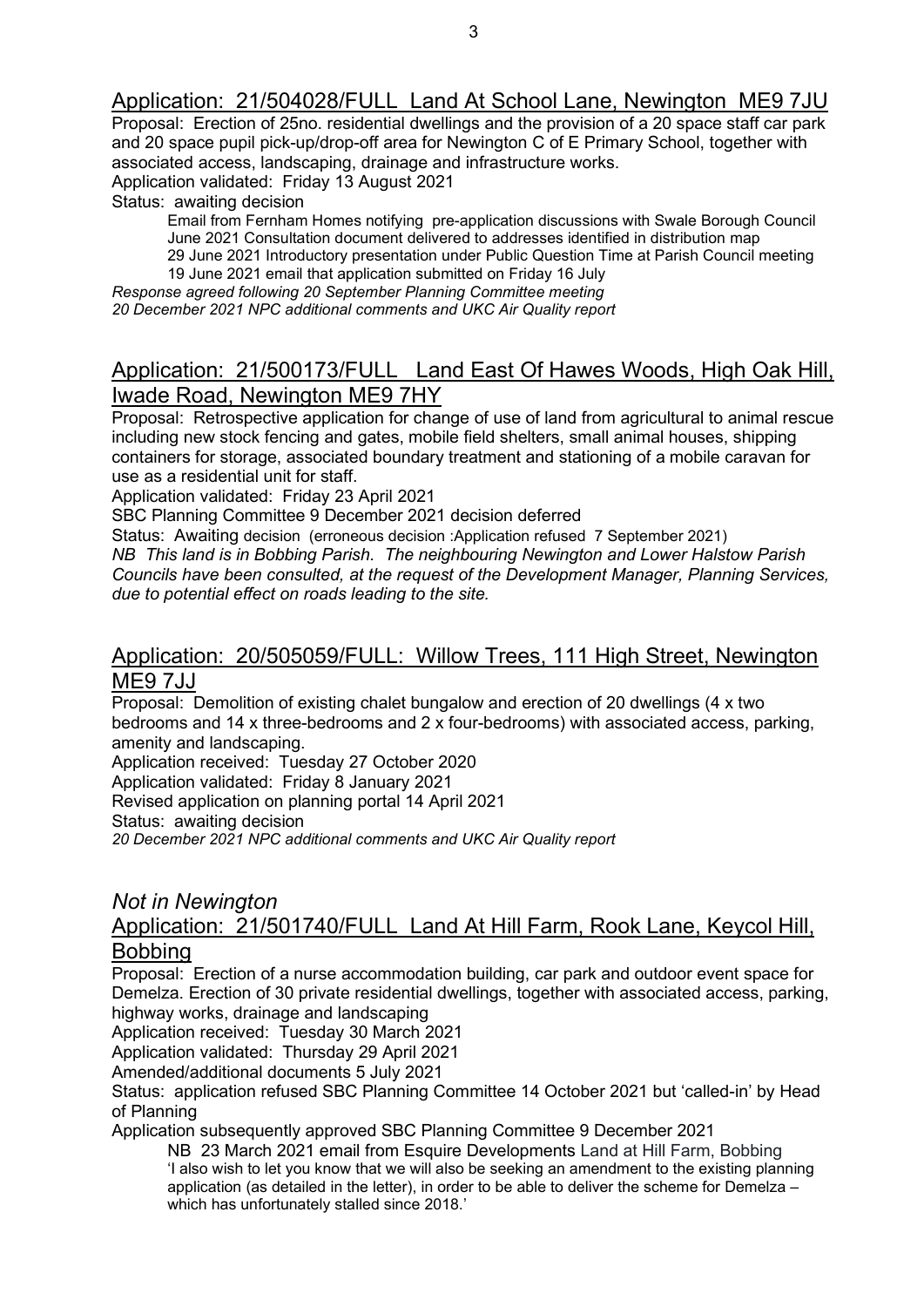## Application: 21/504028/FULL Land At School Lane, Newington ME9 7JU

Proposal: Erection of 25no. residential dwellings and the provision of a 20 space staff car park and 20 space pupil pick-up/drop-off area for Newington C of E Primary School, together with associated access, landscaping, drainage and infrastructure works.

Application validated: Friday 13 August 2021

Status: awaiting decision

Email from Fernham Homes notifying pre-application discussions with Swale Borough Council
June 2021 Consultation document delivered to addresses identified in distribution map
29 June 2021 Introductory presentation under Public Question Time at Parish Council meeting
19 June 2021 email that application submitted on Friday 16 July

*Response agreed following 20 September Planning Committee meeting*
*20 December 2021 NPC additional comments and UKC Air Quality report*

## Application: 21/500173/FULL Land East Of Hawes Woods, High Oak Hill, Iwade Road, Newington ME9 7HY

Proposal: Retrospective application for change of use of land from agricultural to animal rescue including new stock fencing and gates, mobile field shelters, small animal houses, shipping containers for storage, associated boundary treatment and stationing of a mobile caravan for use as a residential unit for staff.

Application validated: Friday 23 April 2021

SBC Planning Committee 9 December 2021 decision deferred

Status: Awaiting decision (erroneous decision :Application refused 7 September 2021)

*NB This land is in Bobbing Parish. The neighbouring Newington and Lower Halstow Parish Councils have been consulted, at the request of the Development Manager, Planning Services, due to potential effect on roads leading to the site.*

## Application: 20/505059/FULL: Willow Trees, 111 High Street, Newington ME9 7JJ

Proposal: Demolition of existing chalet bungalow and erection of 20 dwellings (4 x two bedrooms and 14 x three-bedrooms and 2 x four-bedrooms) with associated access, parking, amenity and landscaping.

Application received: Tuesday 27 October 2020

Application validated: Friday 8 January 2021

Revised application on planning portal 14 April 2021

Status: awaiting decision

*20 December 2021 NPC additional comments and UKC Air Quality report*

## *Not in Newington*

## Application: 21/501740/FULL Land At Hill Farm, Rook Lane, Keycol Hill, Bobbing

Proposal: Erection of a nurse accommodation building, car park and outdoor event space for Demelza. Erection of 30 private residential dwellings, together with associated access, parking, highway works, drainage and landscaping

Application received: Tuesday 30 March 2021

Application validated: Thursday 29 April 2021

Amended/additional documents 5 July 2021

Status: application refused SBC Planning Committee 14 October 2021 but 'called-in' by Head of Planning

Application subsequently approved SBC Planning Committee 9 December 2021

NB 23 March 2021 email from Esquire Developments Land at Hill Farm, Bobbing
'I also wish to let you know that we will also be seeking an amendment to the existing planning application (as detailed in the letter), in order to be able to deliver the scheme for Demelza – which has unfortunately stalled since 2018.'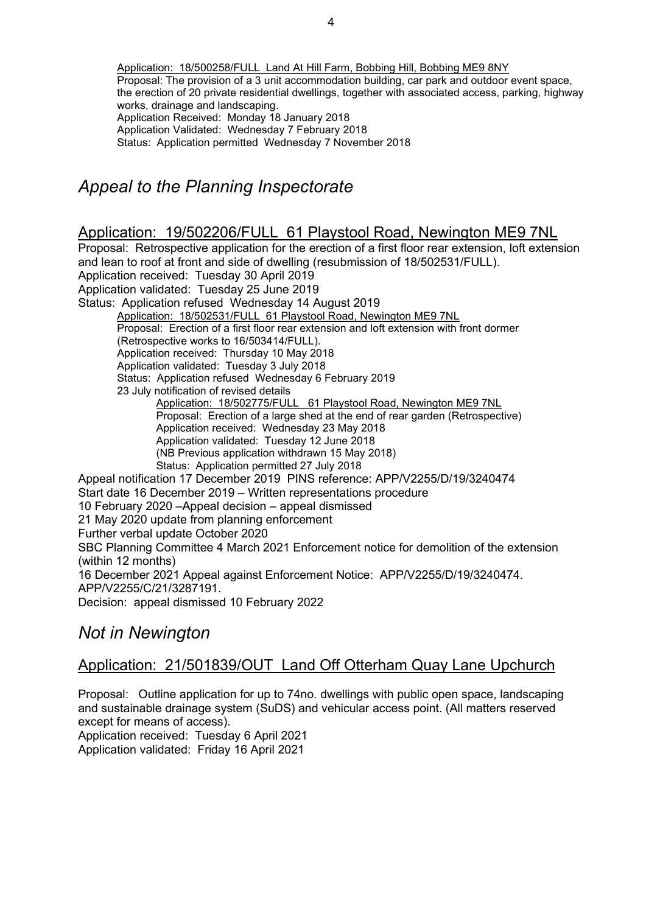Application: 18/500258/FULL Land At Hill Farm, Bobbing Hill, Bobbing ME9 8NY
Proposal: The provision of a 3 unit accommodation building, car park and outdoor event space, the erection of 20 private residential dwellings, together with associated access, parking, highway works, drainage and landscaping.
Application Received: Monday 18 January 2018
Application Validated: Wednesday 7 February 2018
Status: Application permitted Wednesday 7 November 2018

## *Appeal to the Planning Inspectorate*

### Application: 19/502206/FULL 61 Playstool Road, Newington ME9 7NL

Proposal: Retrospective application for the erection of a first floor rear extension, loft extension and lean to roof at front and side of dwelling (resubmission of 18/502531/FULL).
Application received: Tuesday 30 April 2019
Application validated: Tuesday 25 June 2019
Status: Application refused Wednesday 14 August 2019

> Application: 18/502531/FULL 61 Playstool Road, Newington ME9 7NL
> Proposal: Erection of a first floor rear extension and loft extension with front dormer (Retrospective works to 16/503414/FULL).
> Application received: Thursday 10 May 2018
> Application validated: Tuesday 3 July 2018
> Status: Application refused Wednesday 6 February 2019
> 23 July notification of revised details
>
> > Application: 18/502775/FULL 61 Playstool Road, Newington ME9 7NL
> > Proposal: Erection of a large shed at the end of rear garden (Retrospective)
> > Application received: Wednesday 23 May 2018
> > Application validated: Tuesday 12 June 2018
> > (NB Previous application withdrawn 15 May 2018)
> > Status: Application permitted 27 July 2018

Appeal notification 17 December 2019 PINS reference: APP/V2255/D/19/3240474
Start date 16 December 2019 – Written representations procedure
10 February 2020 –Appeal decision – appeal dismissed
21 May 2020 update from planning enforcement
Further verbal update October 2020
SBC Planning Committee 4 March 2021 Enforcement notice for demolition of the extension (within 12 months)
16 December 2021 Appeal against Enforcement Notice: APP/V2255/D/19/3240474. APP/V2255/C/21/3287191.
Decision: appeal dismissed 10 February 2022

## *Not in Newington*

### Application: 21/501839/OUT Land Off Otterham Quay Lane Upchurch

Proposal: Outline application for up to 74no. dwellings with public open space, landscaping and sustainable drainage system (SuDS) and vehicular access point. (All matters reserved except for means of access).
Application received: Tuesday 6 April 2021
Application validated: Friday 16 April 2021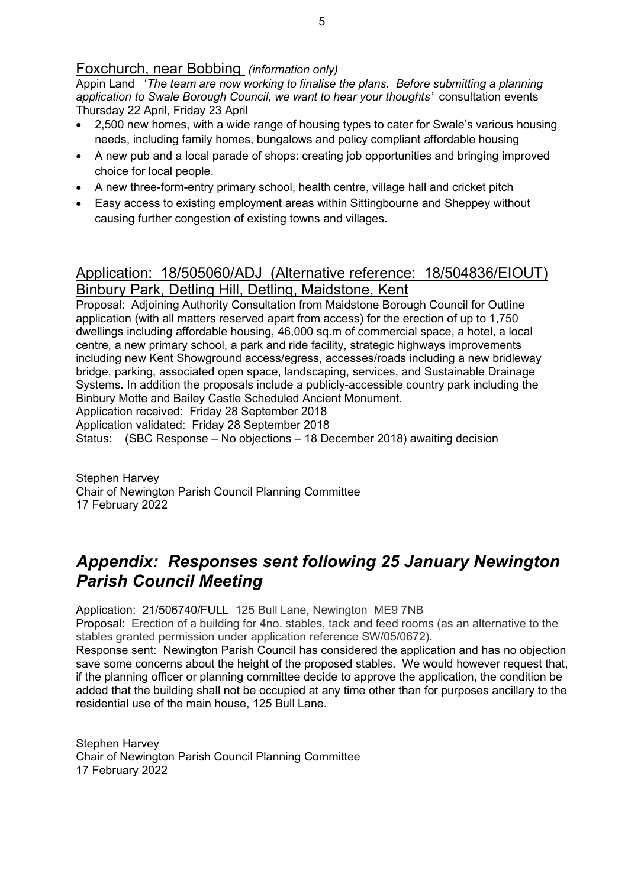## Foxchurch, near Bobbing *(information only)*

Appin Land '*The team are now working to finalise the plans. Before submitting a planning application to Swale Borough Council, we want to hear your thoughts'* consultation events Thursday 22 April, Friday 23 April

- 2,500 new homes, with a wide range of housing types to cater for Swale's various housing needs, including family homes, bungalows and policy compliant affordable housing
- A new pub and a local parade of shops: creating job opportunities and bringing improved choice for local people.
- A new three-form-entry primary school, health centre, village hall and cricket pitch
- Easy access to existing employment areas within Sittingbourne and Sheppey without causing further congestion of existing towns and villages.

## Application: 18/505060/ADJ (Alternative reference: 18/504836/EIOUT) Binbury Park, Detling Hill, Detling, Maidstone, Kent

Proposal: Adjoining Authority Consultation from Maidstone Borough Council for Outline application (with all matters reserved apart from access) for the erection of up to 1,750 dwellings including affordable housing, 46,000 sq.m of commercial space, a hotel, a local centre, a new primary school, a park and ride facility, strategic highways improvements including new Kent Showground access/egress, accesses/roads including a new bridleway bridge, parking, associated open space, landscaping, services, and Sustainable Drainage Systems. In addition the proposals include a publicly-accessible country park including the Binbury Motte and Bailey Castle Scheduled Ancient Monument.
Application received: Friday 28 September 2018
Application validated: Friday 28 September 2018
Status: (SBC Response – No objections – 18 December 2018) awaiting decision

Stephen Harvey
Chair of Newington Parish Council Planning Committee
17 February 2022

# *Appendix: Responses sent following 25 January Newington Parish Council Meeting*

Application: 21/506740/FULL 125 Bull Lane, Newington ME9 7NB

Proposal: Erection of a building for 4no. stables, tack and feed rooms (as an alternative to the stables granted permission under application reference SW/05/0672).

Response sent: Newington Parish Council has considered the application and has no objection save some concerns about the height of the proposed stables. We would however request that, if the planning officer or planning committee decide to approve the application, the condition be added that the building shall not be occupied at any time other than for purposes ancillary to the residential use of the main house, 125 Bull Lane.

Stephen Harvey
Chair of Newington Parish Council Planning Committee
17 February 2022